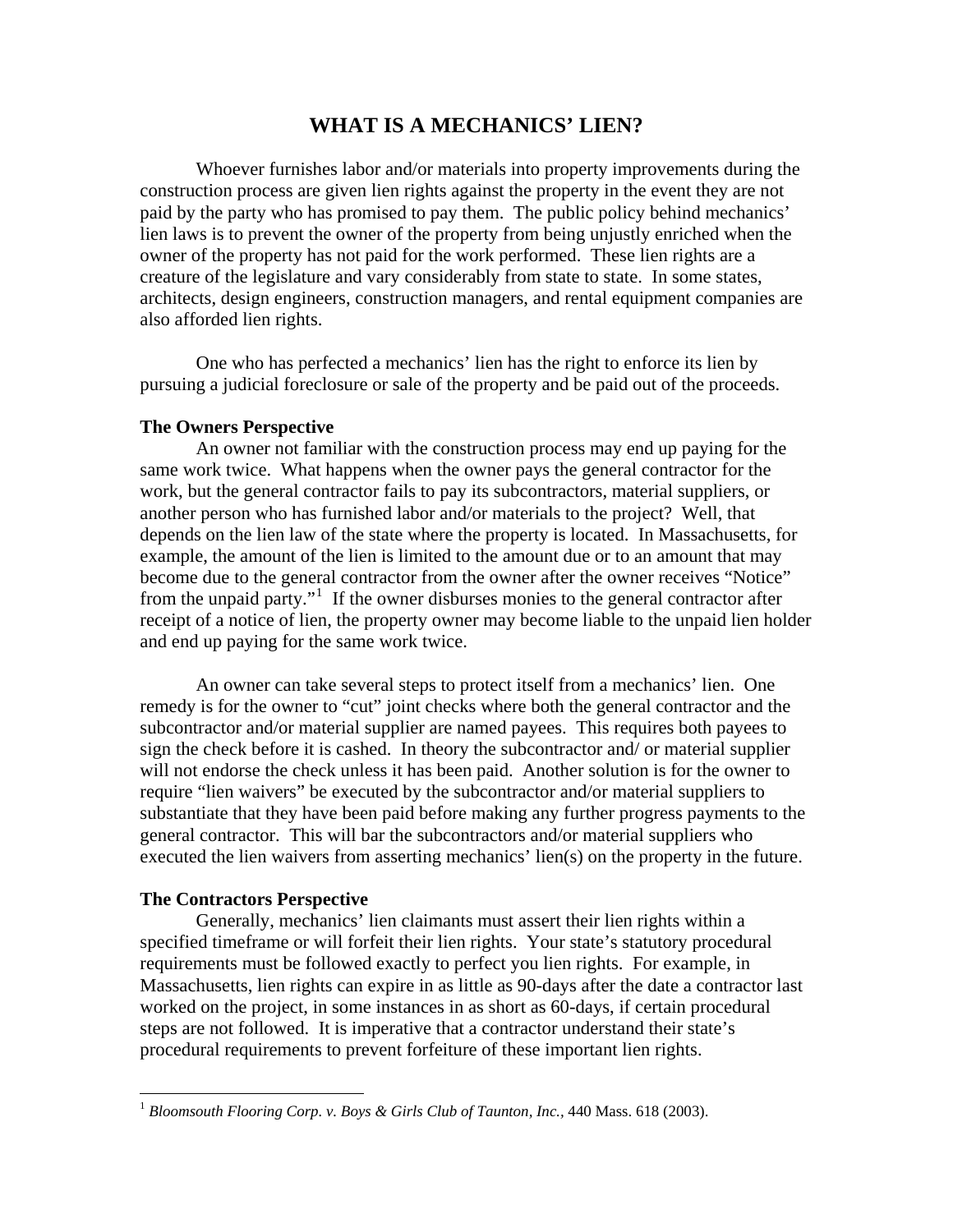# WHAT IS A MECHANICS' LIEN?

Whoever furnishes labor and/or materials into property improvements during the construction process are given lien rights against the property in the event they are not paid by the party who has promised to pay them. The public policy behind mechanics' lien laws is to prevent the owner of the property from being unjustly enriched when the owner of the property has not paid for the work performed. These lien rights are a creature of the legislature and vary considerably from state to state. In some states, architects, design engineers, construction managers, and rental equipment companies are also afforded lien rights.

One who has perfected a mechanics' lien has the right to enforce its lien by pursuing a judicial foreclosure or sale of the property and be paid out of the proceeds.

**The Owners Perspective**

An owner not familiar with the construction process may end up paying for the same work twice. What happens when the owner pays the general contractor for the work, but the general contractor fails to pay its subcontractors, material suppliers, or another person who has furnished labor and/or materials to the project? Well, that depends on the lien law of the state where the property is located. In Massachusetts, for example, the amount of the lien is limited to the amount due or to an amount that may become due to the general contractor from the owner after the owner receives "Notice" from the unpaid party."[1] If the owner disburses monies to the general contractor after receipt of a notice of lien, the property owner may become liable to the unpaid lien holder and end up paying for the same work twice.

An owner can take several steps to protect itself from a mechanics' lien. One remedy is for the owner to "cut" joint checks where both the general contractor and the subcontractor and/or material supplier are named payees. This requires both payees to sign the check before it is cashed. In theory the subcontractor and/ or material supplier will not endorse the check unless it has been paid. Another solution is for the owner to require "lien waivers" be executed by the subcontractor and/or material suppliers to substantiate that they have been paid before making any further progress payments to the general contractor. This will bar the subcontractors and/or material suppliers who executed the lien waivers from asserting mechanics' lien(s) on the property in the future.

**The Contractors Perspective**

Generally, mechanics' lien claimants must assert their lien rights within a specified timeframe or will forfeit their lien rights. Your state's statutory procedural requirements must be followed exactly to perfect you lien rights. For example, in Massachusetts, lien rights can expire in as little as 90-days after the date a contractor last worked on the project, in some instances in as short as 60-days, if certain procedural steps are not followed. It is imperative that a contractor understand their state's procedural requirements to prevent forfeiture of these important lien rights.

---

[1] *Bloomsouth Flooring Corp. v. Boys & Girls Club of Taunton, Inc.*, 440 Mass. 618 (2003).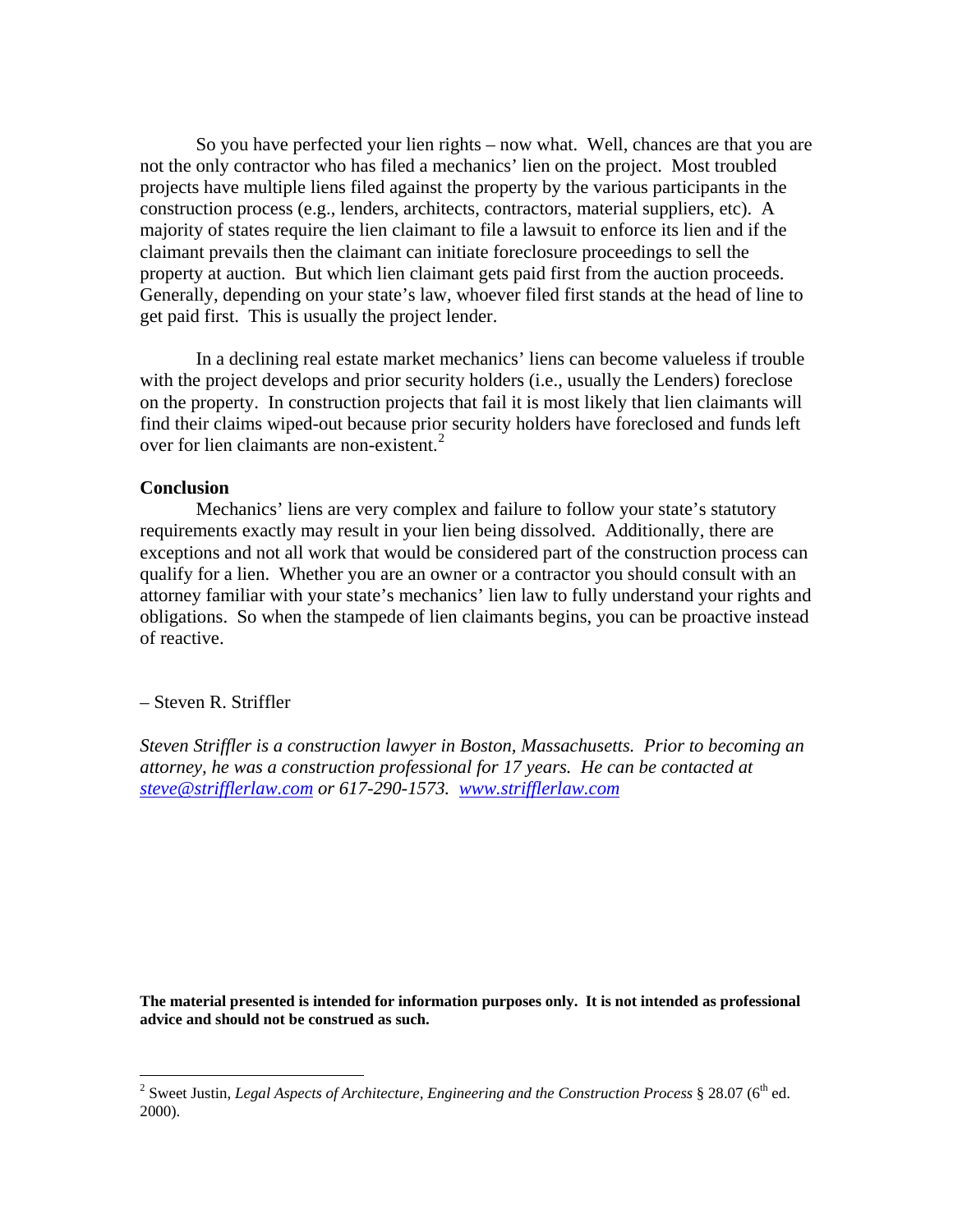So you have perfected your lien rights – now what. Well, chances are that you are not the only contractor who has filed a mechanics' lien on the project. Most troubled projects have multiple liens filed against the property by the various participants in the construction process (e.g., lenders, architects, contractors, material suppliers, etc). A majority of states require the lien claimant to file a lawsuit to enforce its lien and if the claimant prevails then the claimant can initiate foreclosure proceedings to sell the property at auction. But which lien claimant gets paid first from the auction proceeds. Generally, depending on your state's law, whoever filed first stands at the head of line to get paid first. This is usually the project lender.

In a declining real estate market mechanics' liens can become valueless if trouble with the project develops and prior security holders (i.e., usually the Lenders) foreclose on the property. In construction projects that fail it is most likely that lien claimants will find their claims wiped-out because prior security holders have foreclosed and funds left over for lien claimants are non-existent.[2]

**Conclusion**

Mechanics' liens are very complex and failure to follow your state's statutory requirements exactly may result in your lien being dissolved. Additionally, there are exceptions and not all work that would be considered part of the construction process can qualify for a lien. Whether you are an owner or a contractor you should consult with an attorney familiar with your state's mechanics' lien law to fully understand your rights and obligations. So when the stampede of lien claimants begins, you can be proactive instead of reactive.

– Steven R. Striffler

*Steven Striffler is a construction lawyer in Boston, Massachusetts. Prior to becoming an attorney, he was a construction professional for 17 years. He can be contacted at [steve@strifflerlaw.com](mailto:steve@strifflerlaw.com) or 617-290-1573. [www.strifflerlaw.com](http://www.strifflerlaw.com)*

**The material presented is intended for information purposes only. It is not intended as professional advice and should not be construed as such.**

[2] Sweet Justin, *Legal Aspects of Architecture, Engineering and the Construction Process* § 28.07 (6th ed. 2000).